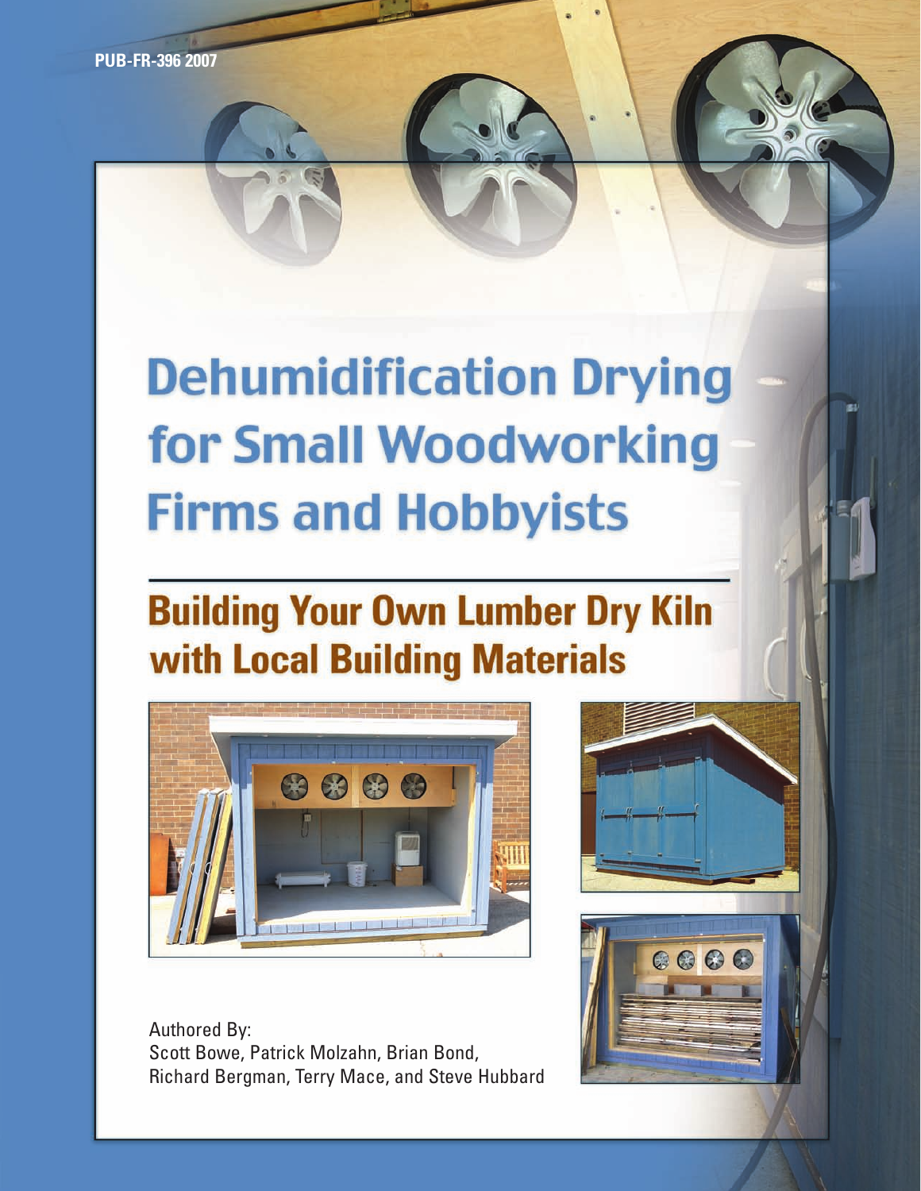PUB-FR-396 2007

# Dehumidification Drying for Small Woodworking Firms and Hobbyists

## Building Your Own Lumber Dry Kiln with Local Building Materials

Authored By:
Scott Bowe, Patrick Molzahn, Brian Bond, Richard Bergman, Terry Mace, and Steve Hubbard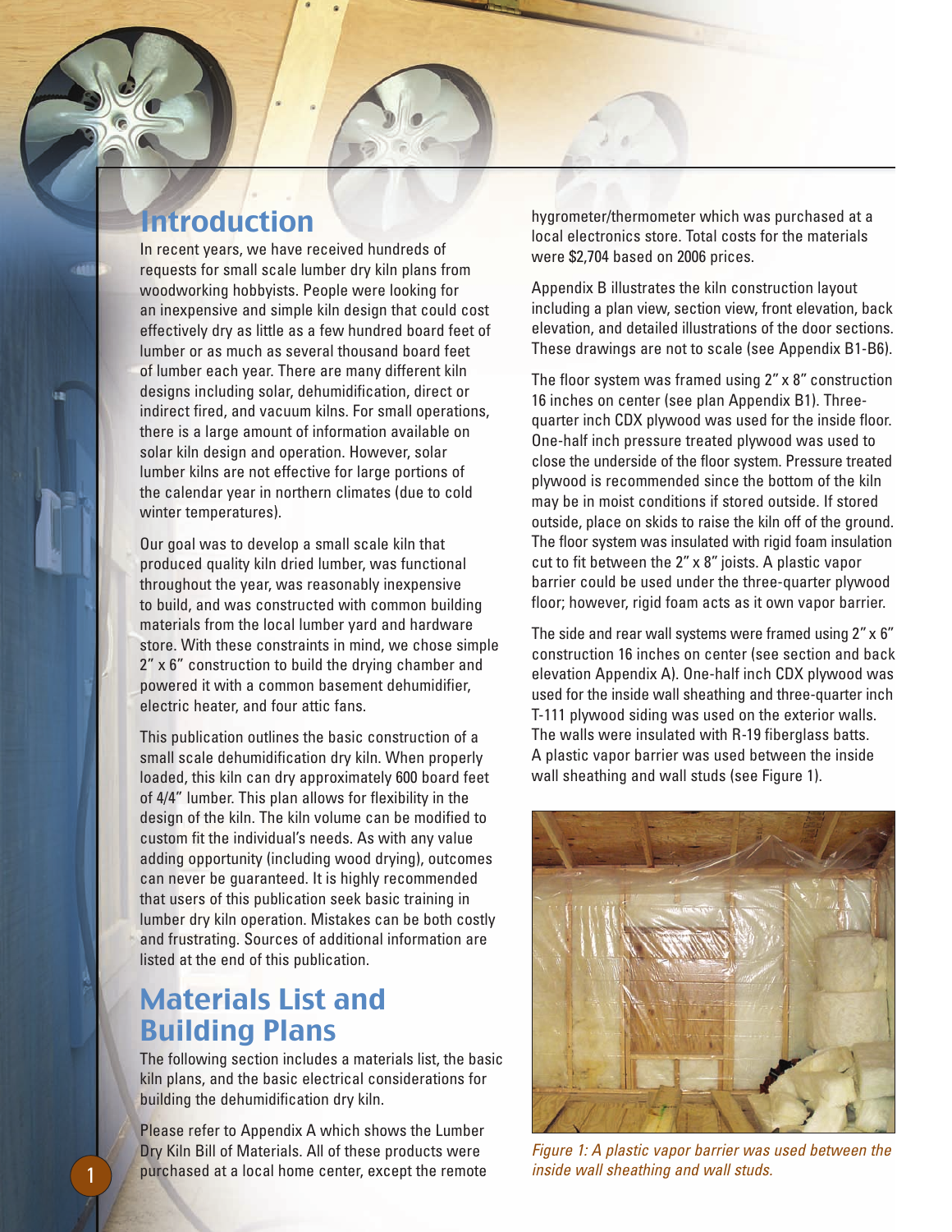## Introduction

In recent years, we have received hundreds of requests for small scale lumber dry kiln plans from woodworking hobbyists. People were looking for an inexpensive and simple kiln design that could cost effectively dry as little as a few hundred board feet of lumber or as much as several thousand board feet of lumber each year. There are many different kiln designs including solar, dehumidification, direct or indirect fired, and vacuum kilns. For small operations, there is a large amount of information available on solar kiln design and operation. However, solar lumber kilns are not effective for large portions of the calendar year in northern climates (due to cold winter temperatures).

Our goal was to develop a small scale kiln that produced quality kiln dried lumber, was functional throughout the year, was reasonably inexpensive to build, and was constructed with common building materials from the local lumber yard and hardware store. With these constraints in mind, we chose simple 2" x 6" construction to build the drying chamber and powered it with a common basement dehumidifier, electric heater, and four attic fans.

This publication outlines the basic construction of a small scale dehumidification dry kiln. When properly loaded, this kiln can dry approximately 600 board feet of 4/4" lumber. This plan allows for flexibility in the design of the kiln. The kiln volume can be modified to custom fit the individual's needs. As with any value adding opportunity (including wood drying), outcomes can never be guaranteed. It is highly recommended that users of this publication seek basic training in lumber dry kiln operation. Mistakes can be both costly and frustrating. Sources of additional information are listed at the end of this publication.

## Materials List and Building Plans

The following section includes a materials list, the basic kiln plans, and the basic electrical considerations for building the dehumidification dry kiln.

Please refer to Appendix A which shows the Lumber Dry Kiln Bill of Materials. All of these products were purchased at a local home center, except the remote hygrometer/thermometer which was purchased at a local electronics store. Total costs for the materials were $2,704 based on 2006 prices.

Appendix B illustrates the kiln construction layout including a plan view, section view, front elevation, back elevation, and detailed illustrations of the door sections. These drawings are not to scale (see Appendix B1-B6).

The floor system was framed using 2" x 8" construction 16 inches on center (see plan Appendix B1). Three-quarter inch CDX plywood was used for the inside floor. One-half inch pressure treated plywood was used to close the underside of the floor system. Pressure treated plywood is recommended since the bottom of the kiln may be in moist conditions if stored outside. If stored outside, place on skids to raise the kiln off of the ground. The floor system was insulated with rigid foam insulation cut to fit between the 2" x 8" joists. A plastic vapor barrier could be used under the three-quarter plywood floor; however, rigid foam acts as it own vapor barrier.

The side and rear wall systems were framed using 2" x 6" construction 16 inches on center (see section and back elevation Appendix A). One-half inch CDX plywood was used for the inside wall sheathing and three-quarter inch T-111 plywood siding was used on the exterior walls. The walls were insulated with R-19 fiberglass batts. A plastic vapor barrier was used between the inside wall sheathing and wall studs (see Figure 1).

*Figure 1: A plastic vapor barrier was used between the inside wall sheathing and wall studs.*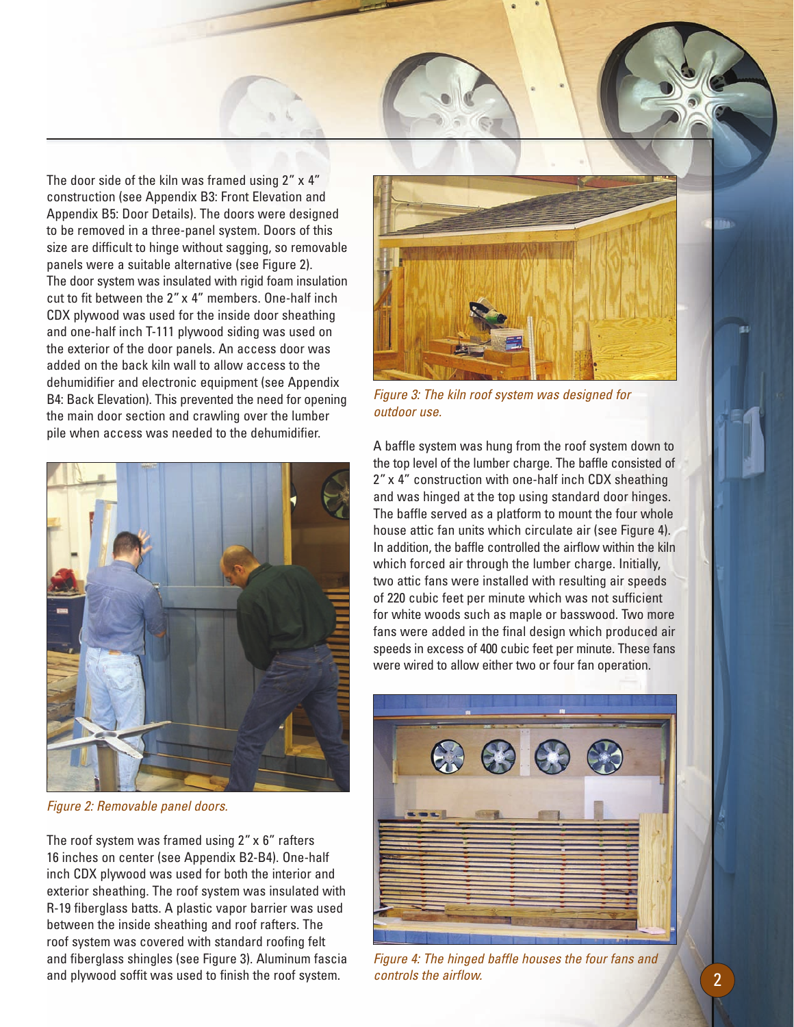The door side of the kiln was framed using 2" x 4" construction (see Appendix B3: Front Elevation and Appendix B5: Door Details). The doors were designed to be removed in a three-panel system. Doors of this size are difficult to hinge without sagging, so removable panels were a suitable alternative (see Figure 2). The door system was insulated with rigid foam insulation cut to fit between the 2" x 4" members. One-half inch CDX plywood was used for the inside door sheathing and one-half inch T-111 plywood siding was used on the exterior of the door panels. An access door was added on the back kiln wall to allow access to the dehumidifier and electronic equipment (see Appendix B4: Back Elevation). This prevented the need for opening the main door section and crawling over the lumber pile when access was needed to the dehumidifier.

*Figure 2: Removable panel doors.*

The roof system was framed using 2" x 6" rafters 16 inches on center (see Appendix B2-B4). One-half inch CDX plywood was used for both the interior and exterior sheathing. The roof system was insulated with R-19 fiberglass batts. A plastic vapor barrier was used between the inside sheathing and roof rafters. The roof system was covered with standard roofing felt and fiberglass shingles (see Figure 3). Aluminum fascia and plywood soffit was used to finish the roof system.

*Figure 3: The kiln roof system was designed for outdoor use.*

A baffle system was hung from the roof system down to the top level of the lumber charge. The baffle consisted of 2" x 4" construction with one-half inch CDX sheathing and was hinged at the top using standard door hinges. The baffle served as a platform to mount the four whole house attic fan units which circulate air (see Figure 4). In addition, the baffle controlled the airflow within the kiln which forced air through the lumber charge. Initially, two attic fans were installed with resulting air speeds of 220 cubic feet per minute which was not sufficient for white woods such as maple or basswood. Two more fans were added in the final design which produced air speeds in excess of 400 cubic feet per minute. These fans were wired to allow either two or four fan operation.

*Figure 4: The hinged baffle houses the four fans and controls the airflow.*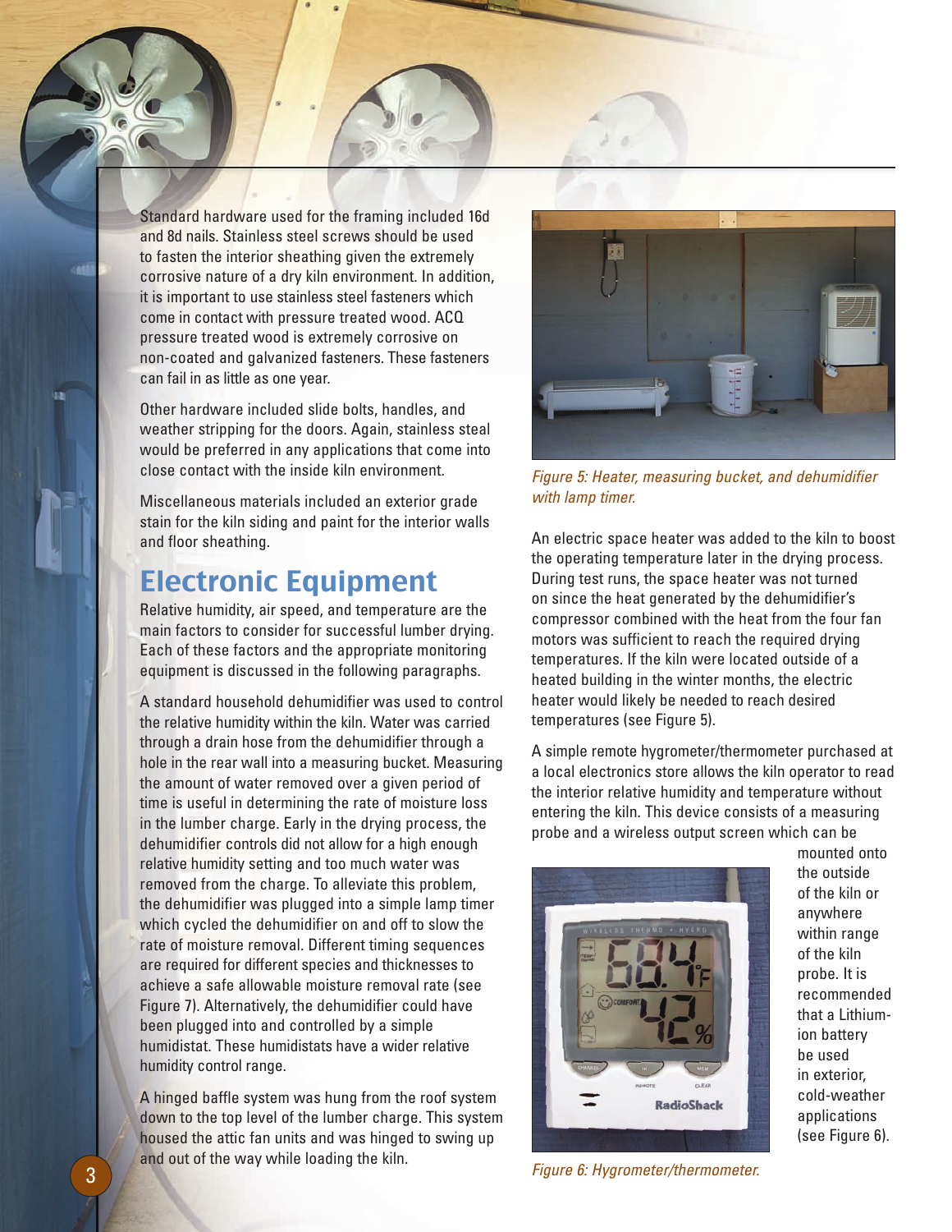Standard hardware used for the framing included 16d and 8d nails. Stainless steel screws should be used to fasten the interior sheathing given the extremely corrosive nature of a dry kiln environment. In addition, it is important to use stainless steel fasteners which come in contact with pressure treated wood. ACQ pressure treated wood is extremely corrosive on non-coated and galvanized fasteners. These fasteners can fail in as little as one year.

Other hardware included slide bolts, handles, and weather stripping for the doors. Again, stainless steal would be preferred in any applications that come into close contact with the inside kiln environment.

Miscellaneous materials included an exterior grade stain for the kiln siding and paint for the interior walls and floor sheathing.

## Electronic Equipment

Relative humidity, air speed, and temperature are the main factors to consider for successful lumber drying. Each of these factors and the appropriate monitoring equipment is discussed in the following paragraphs.

A standard household dehumidifier was used to control the relative humidity within the kiln. Water was carried through a drain hose from the dehumidifier through a hole in the rear wall into a measuring bucket. Measuring the amount of water removed over a given period of time is useful in determining the rate of moisture loss in the lumber charge. Early in the drying process, the dehumidifier controls did not allow for a high enough relative humidity setting and too much water was removed from the charge. To alleviate this problem, the dehumidifier was plugged into a simple lamp timer which cycled the dehumidifier on and off to slow the rate of moisture removal. Different timing sequences are required for different species and thicknesses to achieve a safe allowable moisture removal rate (see Figure 7). Alternatively, the dehumidifier could have been plugged into and controlled by a simple humidistat. These humidistats have a wider relative humidity control range.

A hinged baffle system was hung from the roof system down to the top level of the lumber charge. This system housed the attic fan units and was hinged to swing up and out of the way while loading the kiln.

*Figure 5: Heater, measuring bucket, and dehumidifier with lamp timer.*

An electric space heater was added to the kiln to boost the operating temperature later in the drying process. During test runs, the space heater was not turned on since the heat generated by the dehumidifier's compressor combined with the heat from the four fan motors was sufficient to reach the required drying temperatures. If the kiln were located outside of a heated building in the winter months, the electric heater would likely be needed to reach desired temperatures (see Figure 5).

A simple remote hygrometer/thermometer purchased at a local electronics store allows the kiln operator to read the interior relative humidity and temperature without entering the kiln. This device consists of a measuring probe and a wireless output screen which can be mounted onto the outside of the kiln or anywhere within range of the kiln probe. It is recommended that a Lithium-ion battery be used in exterior, cold-weather applications (see Figure 6).

*Figure 6: Hygrometer/thermometer.*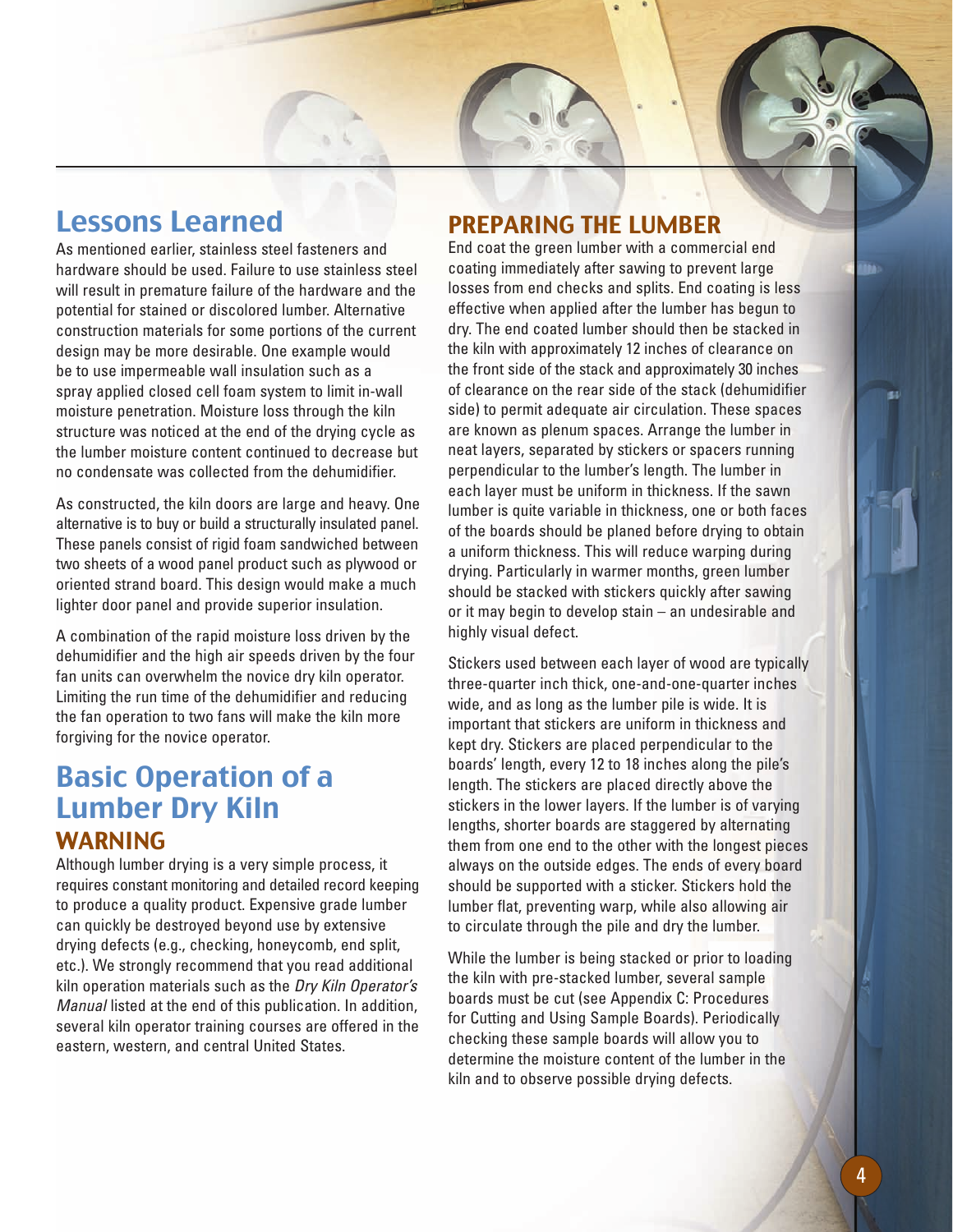## Lessons Learned

As mentioned earlier, stainless steel fasteners and hardware should be used. Failure to use stainless steel will result in premature failure of the hardware and the potential for stained or discolored lumber. Alternative construction materials for some portions of the current design may be more desirable. One example would be to use impermeable wall insulation such as a spray applied closed cell foam system to limit in-wall moisture penetration. Moisture loss through the kiln structure was noticed at the end of the drying cycle as the lumber moisture content continued to decrease but no condensate was collected from the dehumidifier.

As constructed, the kiln doors are large and heavy. One alternative is to buy or build a structurally insulated panel. These panels consist of rigid foam sandwiched between two sheets of a wood panel product such as plywood or oriented strand board. This design would make a much lighter door panel and provide superior insulation.

A combination of the rapid moisture loss driven by the dehumidifier and the high air speeds driven by the four fan units can overwhelm the novice dry kiln operator. Limiting the run time of the dehumidifier and reducing the fan operation to two fans will make the kiln more forgiving for the novice operator.

## Basic Operation of a Lumber Dry Kiln

### WARNING

Although lumber drying is a very simple process, it requires constant monitoring and detailed record keeping to produce a quality product. Expensive grade lumber can quickly be destroyed beyond use by extensive drying defects (e.g., checking, honeycomb, end split, etc.). We strongly recommend that you read additional kiln operation materials such as the *Dry Kiln Operator's Manual* listed at the end of this publication. In addition, several kiln operator training courses are offered in the eastern, western, and central United States.

### PREPARING THE LUMBER

End coat the green lumber with a commercial end coating immediately after sawing to prevent large losses from end checks and splits. End coating is less effective when applied after the lumber has begun to dry. The end coated lumber should then be stacked in the kiln with approximately 12 inches of clearance on the front side of the stack and approximately 30 inches of clearance on the rear side of the stack (dehumidifier side) to permit adequate air circulation. These spaces are known as plenum spaces. Arrange the lumber in neat layers, separated by stickers or spacers running perpendicular to the lumber's length. The lumber in each layer must be uniform in thickness. If the sawn lumber is quite variable in thickness, one or both faces of the boards should be planed before drying to obtain a uniform thickness. This will reduce warping during drying. Particularly in warmer months, green lumber should be stacked with stickers quickly after sawing or it may begin to develop stain – an undesirable and highly visual defect.

Stickers used between each layer of wood are typically three-quarter inch thick, one-and-one-quarter inches wide, and as long as the lumber pile is wide. It is important that stickers are uniform in thickness and kept dry. Stickers are placed perpendicular to the boards' length, every 12 to 18 inches along the pile's length. The stickers are placed directly above the stickers in the lower layers. If the lumber is of varying lengths, shorter boards are staggered by alternating them from one end to the other with the longest pieces always on the outside edges. The ends of every board should be supported with a sticker. Stickers hold the lumber flat, preventing warp, while also allowing air to circulate through the pile and dry the lumber.

While the lumber is being stacked or prior to loading the kiln with pre-stacked lumber, several sample boards must be cut (see Appendix C: Procedures for Cutting and Using Sample Boards). Periodically checking these sample boards will allow you to determine the moisture content of the lumber in the kiln and to observe possible drying defects.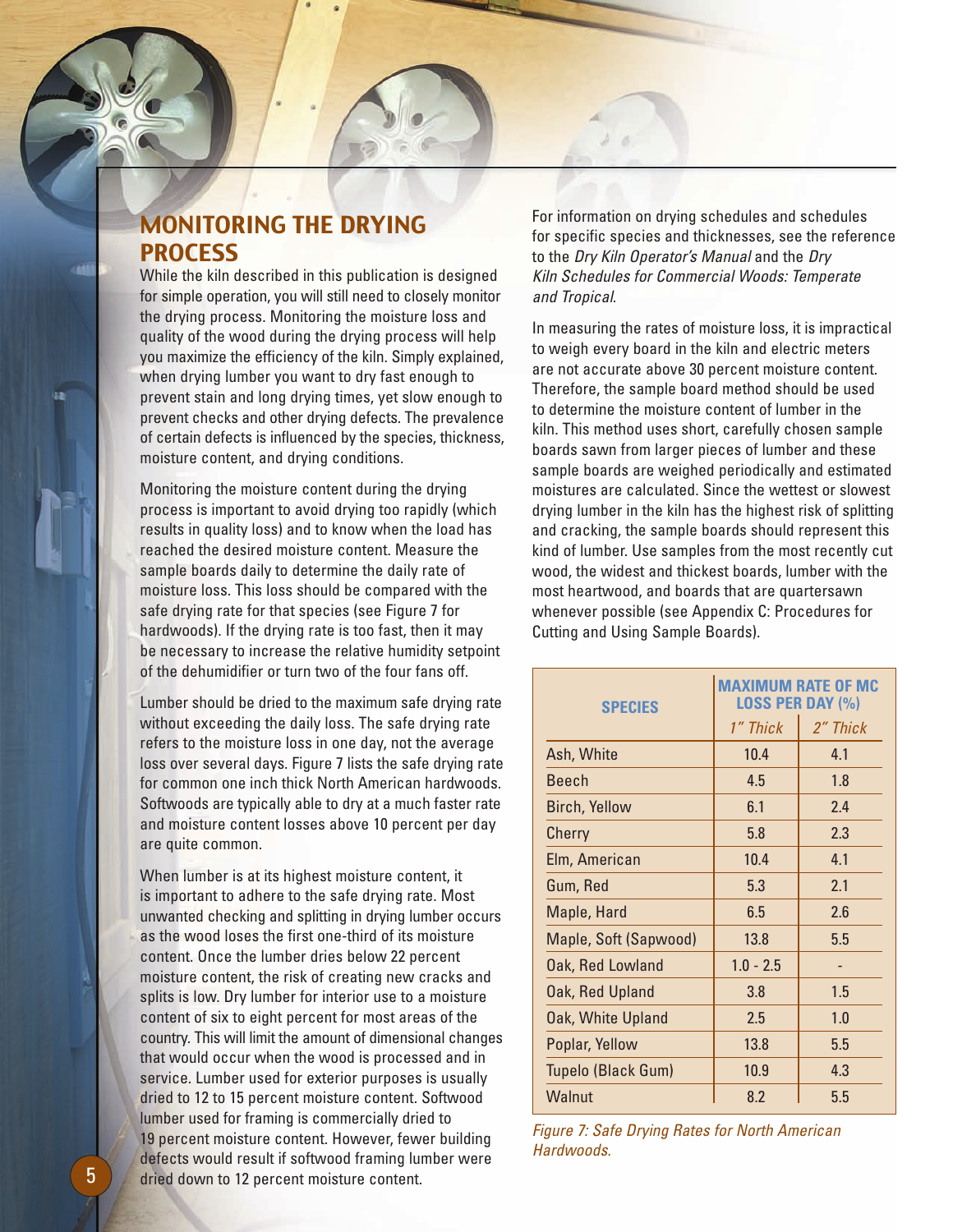## MONITORING THE DRYING PROCESS

While the kiln described in this publication is designed for simple operation, you will still need to closely monitor the drying process. Monitoring the moisture loss and quality of the wood during the drying process will help you maximize the efficiency of the kiln. Simply explained, when drying lumber you want to dry fast enough to prevent stain and long drying times, yet slow enough to prevent checks and other drying defects. The prevalence of certain defects is influenced by the species, thickness, moisture content, and drying conditions.

Monitoring the moisture content during the drying process is important to avoid drying too rapidly (which results in quality loss) and to know when the load has reached the desired moisture content. Measure the sample boards daily to determine the daily rate of moisture loss. This loss should be compared with the safe drying rate for that species (see Figure 7 for hardwoods). If the drying rate is too fast, then it may be necessary to increase the relative humidity setpoint of the dehumidifier or turn two of the four fans off.

Lumber should be dried to the maximum safe drying rate without exceeding the daily loss. The safe drying rate refers to the moisture loss in one day, not the average loss over several days. Figure 7 lists the safe drying rate for common one inch thick North American hardwoods. Softwoods are typically able to dry at a much faster rate and moisture content losses above 10 percent per day are quite common.

When lumber is at its highest moisture content, it is important to adhere to the safe drying rate. Most unwanted checking and splitting in drying lumber occurs as the wood loses the first one-third of its moisture content. Once the lumber dries below 22 percent moisture content, the risk of creating new cracks and splits is low. Dry lumber for interior use to a moisture content of six to eight percent for most areas of the country. This will limit the amount of dimensional changes that would occur when the wood is processed and in service. Lumber used for exterior purposes is usually dried to 12 to 15 percent moisture content. Softwood lumber used for framing is commercially dried to 19 percent moisture content. However, fewer building defects would result if softwood framing lumber were dried down to 12 percent moisture content.

For information on drying schedules and schedules for specific species and thicknesses, see the reference to the *Dry Kiln Operator's Manual* and the *Dry Kiln Schedules for Commercial Woods: Temperate and Tropical*.

In measuring the rates of moisture loss, it is impractical to weigh every board in the kiln and electric meters are not accurate above 30 percent moisture content. Therefore, the sample board method should be used to determine the moisture content of lumber in the kiln. This method uses short, carefully chosen sample boards sawn from larger pieces of lumber and these sample boards are weighed periodically and estimated moistures are calculated. Since the wettest or slowest drying lumber in the kiln has the highest risk of splitting and cracking, the sample boards should represent this kind of lumber. Use samples from the most recently cut wood, the widest and thickest boards, lumber with the most heartwood, and boards that are quartersawn whenever possible (see Appendix C: Procedures for Cutting and Using Sample Boards).

| SPECIES | MAXIMUM RATE OF MC LOSS PER DAY (%) | |
|---|---|---|
| | *1" Thick* | *2" Thick* |
| Ash, White | 10.4 | 4.1 |
| Beech | 4.5 | 1.8 |
| Birch, Yellow | 6.1 | 2.4 |
| Cherry | 5.8 | 2.3 |
| Elm, American | 10.4 | 4.1 |
| Gum, Red | 5.3 | 2.1 |
| Maple, Hard | 6.5 | 2.6 |
| Maple, Soft (Sapwood) | 13.8 | 5.5 |
| Oak, Red Lowland | 1.0 - 2.5 | - |
| Oak, Red Upland | 3.8 | 1.5 |
| Oak, White Upland | 2.5 | 1.0 |
| Poplar, Yellow | 13.8 | 5.5 |
| Tupelo (Black Gum) | 10.9 | 4.3 |
| Walnut | 8.2 | 5.5 |

*Figure 7: Safe Drying Rates for North American Hardwoods.*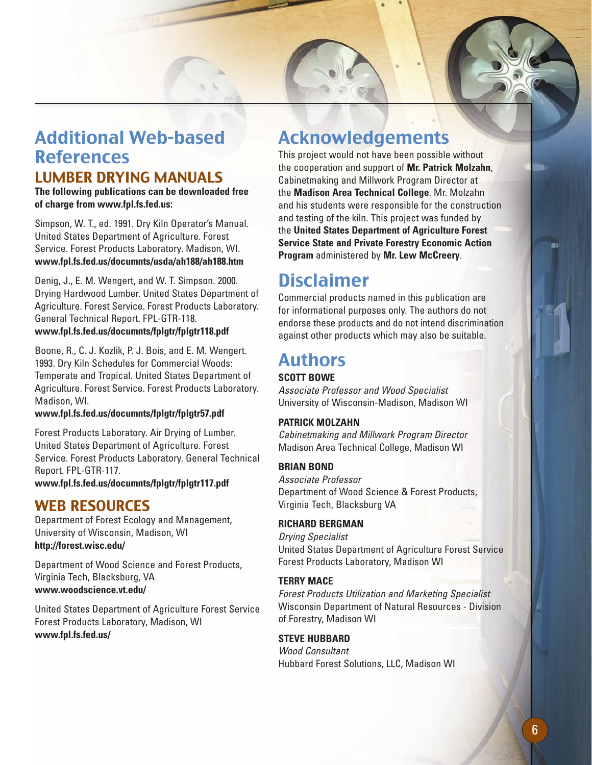# Additional Web-based References

## LUMBER DRYING MANUALS

**The following publications can be downloaded free of charge from www.fpl.fs.fed.us:**

Simpson, W. T., ed. 1991. Dry Kiln Operator's Manual. United States Department of Agriculture. Forest Service. Forest Products Laboratory. Madison, WI.
**www.fpl.fs.fed.us/documnts/usda/ah188/ah188.htm**

Denig, J., E. M. Wengert, and W. T. Simpson. 2000. Drying Hardwood Lumber. United States Department of Agriculture. Forest Service. Forest Products Laboratory. General Technical Report. FPL-GTR-118.
**www.fpl.fs.fed.us/documnts/fplgtr/fplgtr118.pdf**

Boone, R., C. J. Kozlik, P. J. Bois, and E. M. Wengert. 1993. Dry Kiln Schedules for Commercial Woods: Temperate and Tropical. United States Department of Agriculture. Forest Service. Forest Products Laboratory. Madison, WI.
**www.fpl.fs.fed.us/documnts/fplgtr/fplgtr57.pdf**

Forest Products Laboratory. Air Drying of Lumber. United States Department of Agriculture. Forest Service. Forest Products Laboratory. General Technical Report. FPL-GTR-117.
**www.fpl.fs.fed.us/documnts/fplgtr/fplgtr117.pdf**

## WEB RESOURCES

Department of Forest Ecology and Management, University of Wisconsin, Madison, WI
**http://forest.wisc.edu/**

Department of Wood Science and Forest Products, Virginia Tech, Blacksburg, VA
**www.woodscience.vt.edu/**

United States Department of Agriculture Forest Service Forest Products Laboratory, Madison, WI
**www.fpl.fs.fed.us/**

# Acknowledgements

This project would not have been possible without the cooperation and support of **Mr. Patrick Molzahn**, Cabinetmaking and Millwork Program Director at the **Madison Area Technical College**. Mr. Molzahn and his students were responsible for the construction and testing of the kiln. This project was funded by the **United States Department of Agriculture Forest Service State and Private Forestry Economic Action Program** administered by **Mr. Lew McCreery**.

# Disclaimer

Commercial products named in this publication are for informational purposes only. The authors do not endorse these products and do not intend discrimination against other products which may also be suitable.

# Authors

**SCOTT BOWE**
*Associate Professor and Wood Specialist*
University of Wisconsin-Madison, Madison WI

**PATRICK MOLZAHN**
*Cabinetmaking and Millwork Program Director*
Madison Area Technical College, Madison WI

**BRIAN BOND**
*Associate Professor*
Department of Wood Science & Forest Products, Virginia Tech, Blacksburg VA

**RICHARD BERGMAN**
*Drying Specialist*
United States Department of Agriculture Forest Service Forest Products Laboratory, Madison WI

**TERRY MACE**
*Forest Products Utilization and Marketing Specialist*
Wisconsin Department of Natural Resources - Division of Forestry, Madison WI

**STEVE HUBBARD**
*Wood Consultant*
Hubbard Forest Solutions, LLC, Madison WI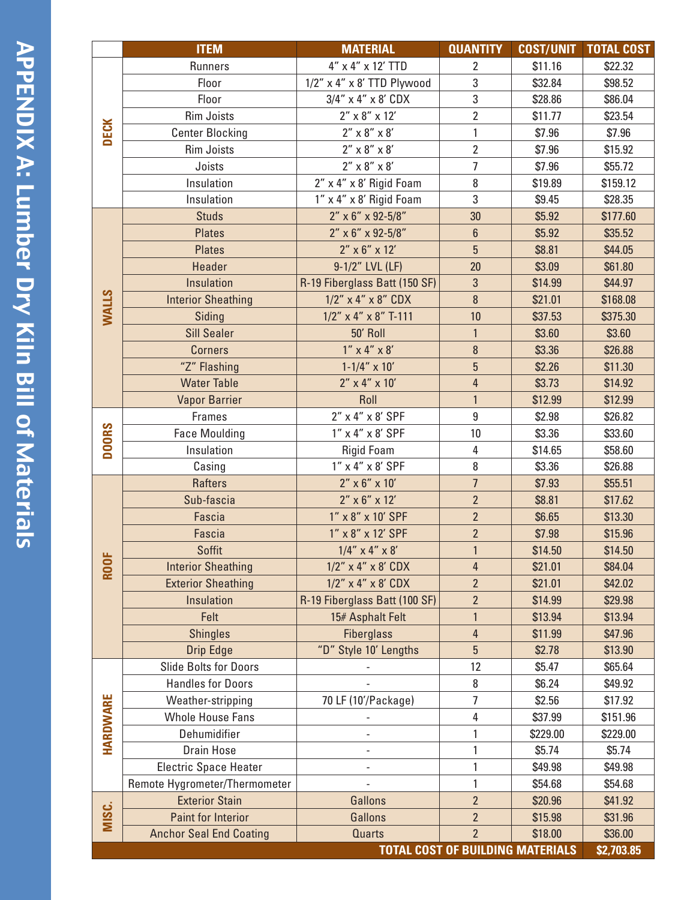# APPENDIX A: Lumber Dry Kiln Bill of Materials

| | ITEM | MATERIAL | QUANTITY | COST/UNIT | TOTAL COST |
|---|---|---|---|---|---|
| DECK | Runners | 4" x 4" x 12' TTD | 2 | $11.16 | $22.32 |
| | Floor | 1/2" x 4" x 8' TTD Plywood | 3 | $32.84 | $98.52 |
| | Floor | 3/4" x 4" x 8' CDX | 3 | $28.86 | $86.04 |
| | Rim Joists | 2" x 8" x 12' | 2 | $11.77 | $23.54 |
| | Center Blocking | 2" x 8" x 8' | 1 | $7.96 | $7.96 |
| | Rim Joists | 2" x 8" x 8' | 2 | $7.96 | $15.92 |
| | Joists | 2" x 8" x 8' | 7 | $7.96 | $55.72 |
| | Insulation | 2" x 4" x 8' Rigid Foam | 8 | $19.89 | $159.12 |
| | Insulation | 1" x 4" x 8' Rigid Foam | 3 | $9.45 | $28.35 |
| WALLS | Studs | 2" x 6" x 92-5/8" | 30 | $5.92 | $177.60 |
| | Plates | 2" x 6" x 92-5/8" | 6 | $5.92 | $35.52 |
| | Plates | 2" x 6" x 12' | 5 | $8.81 | $44.05 |
| | Header | 9-1/2" LVL (LF) | 20 | $3.09 | $61.80 |
| | Insulation | R-19 Fiberglass Batt (150 SF) | 3 | $14.99 | $44.97 |
| | Interior Sheathing | 1/2" x 4" x 8" CDX | 8 | $21.01 | $168.08 |
| | Siding | 1/2" x 4" x 8" T-111 | 10 | $37.53 | $375.30 |
| | Sill Sealer | 50' Roll | 1 | $3.60 | $3.60 |
| | Corners | 1" x 4" x 8' | 8 | $3.36 | $26.88 |
| | "Z" Flashing | 1-1/4" x 10' | 5 | $2.26 | $11.30 |
| | Water Table | 2" x 4" x 10' | 4 | $3.73 | $14.92 |
| | Vapor Barrier | Roll | 1 | $12.99 | $12.99 |
| DOORS | Frames | 2" x 4" x 8' SPF | 9 | $2.98 | $26.82 |
| | Face Moulding | 1" x 4" x 8' SPF | 10 | $3.36 | $33.60 |
| | Insulation | Rigid Foam | 4 | $14.65 | $58.60 |
| | Casing | 1" x 4" x 8' SPF | 8 | $3.36 | $26.88 |
| ROOF | Rafters | 2" x 6" x 10' | 7 | $7.93 | $55.51 |
| | Sub-fascia | 2" x 6" x 12' | 2 | $8.81 | $17.62 |
| | Fascia | 1" x 8" x 10' SPF | 2 | $6.65 | $13.30 |
| | Fascia | 1" x 8" x 12' SPF | 2 | $7.98 | $15.96 |
| | Soffit | 1/4" x 4" x 8' | 1 | $14.50 | $14.50 |
| | Interior Sheathing | 1/2" x 4" x 8' CDX | 4 | $21.01 | $84.04 |
| | Exterior Sheathing | 1/2" x 4" x 8' CDX | 2 | $21.01 | $42.02 |
| | Insulation | R-19 Fiberglass Batt (100 SF) | 2 | $14.99 | $29.98 |
| | Felt | 15# Asphalt Felt | 1 | $13.94 | $13.94 |
| | Shingles | Fiberglass | 4 | $11.99 | $47.96 |
| | Drip Edge | "D" Style 10' Lengths | 5 | $2.78 | $13.90 |
| HARDWARE | Slide Bolts for Doors | - | 12 | $5.47 | $65.64 |
| | Handles for Doors | - | 8 | $6.24 | $49.92 |
| | Weather-stripping | 70 LF (10'/Package) | 7 | $2.56 | $17.92 |
| | Whole House Fans | - | 4 | $37.99 | $151.96 |
| | Dehumidifier | - | 1 | $229.00 | $229.00 |
| | Drain Hose | - | 1 | $5.74 | $5.74 |
| | Electric Space Heater | - | 1 | $49.98 | $49.98 |
| | Remote Hygrometer/Thermometer | - | 1 | $54.68 | $54.68 |
| MISC. | Exterior Stain | Gallons | 2 | $20.96 | $41.92 |
| | Paint for Interior | Gallons | 2 | $15.98 | $31.96 |
| | Anchor Seal End Coating | Quarts | 2 | $18.00 | $36.00 |
| | | | | TOTAL COST OF BUILDING MATERIALS | $2,703.85 |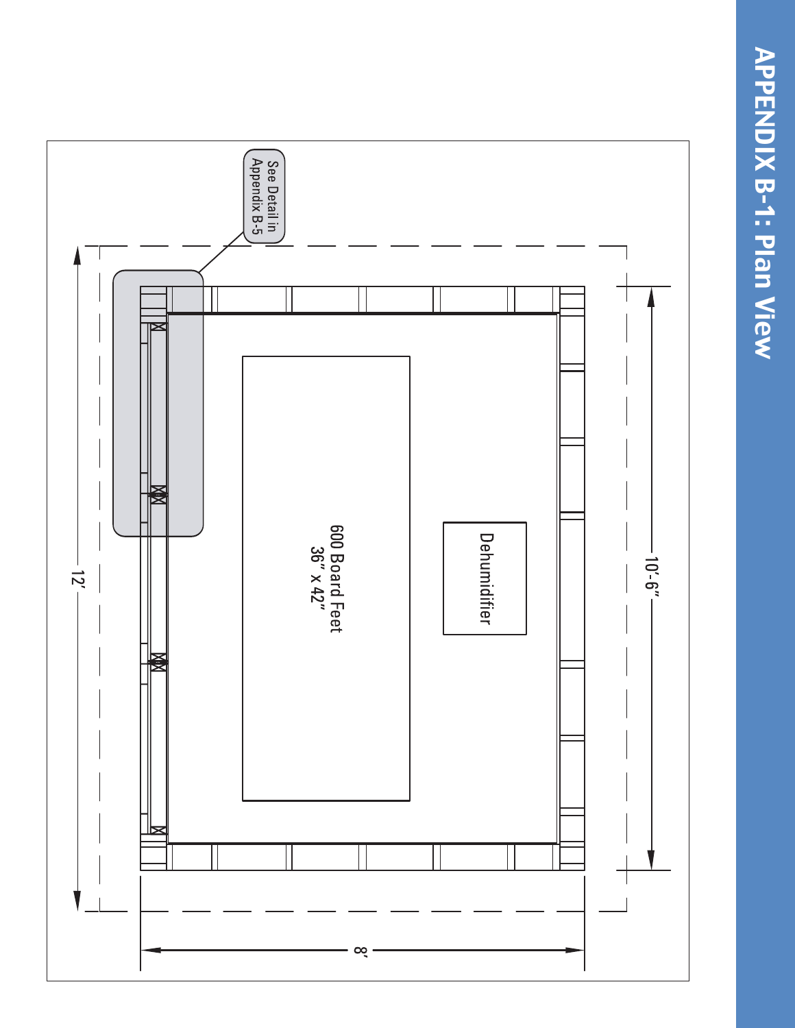# APPENDIX B-1: Plan View

See Detail in Appendix B-5

Dehumidifier

600 Board Feet
36" x 42"

12'

10'-6"

8'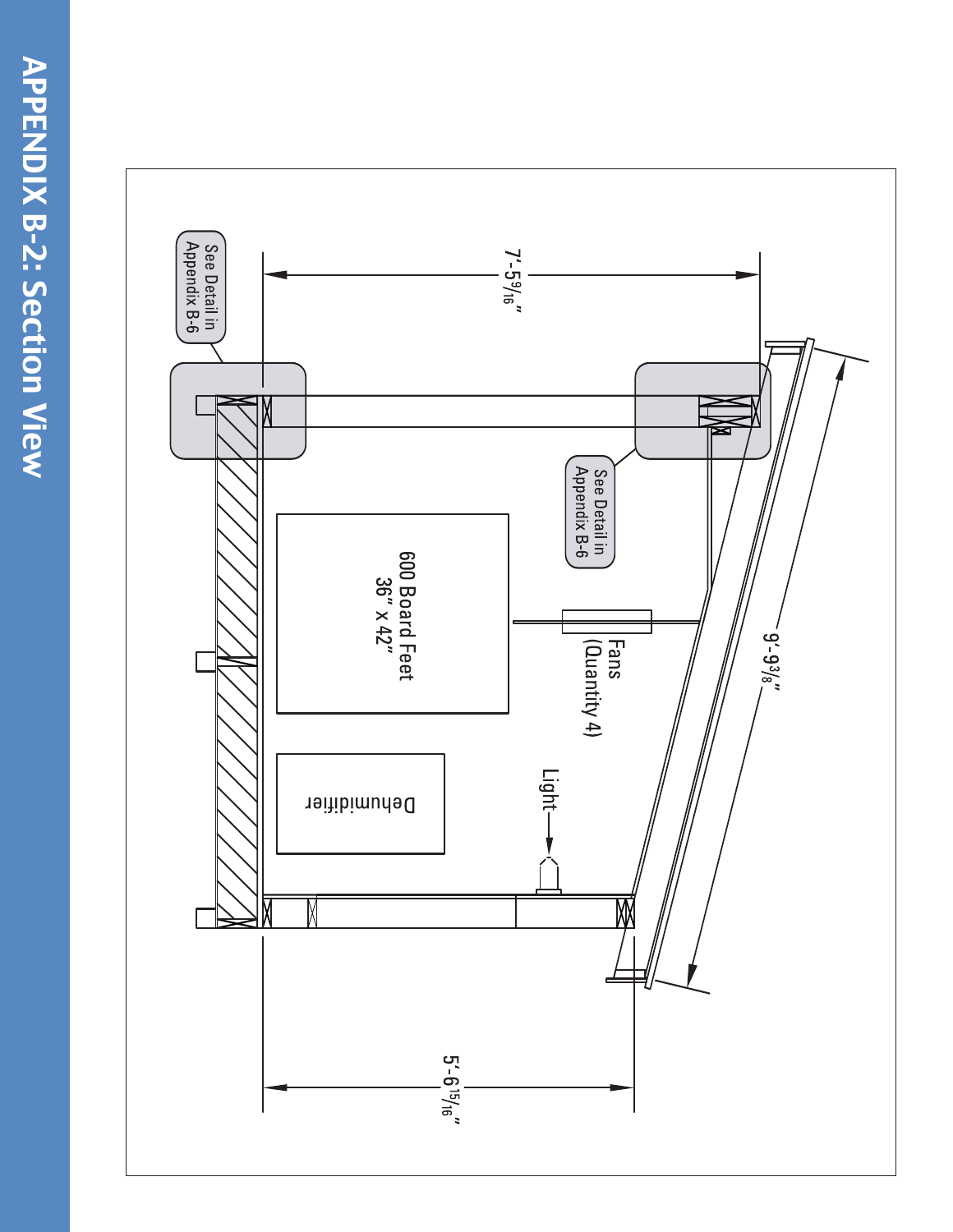# APPENDIX B-2: Section View

See Detail in Appendix B-6

7'-5 9/16"

See Detail in Appendix B-6

9'-9 3/8"

600 Board Feet
36" x 42"

Fans
(Quantity 4)

Dehumidifier

Light

5'-6 15/16"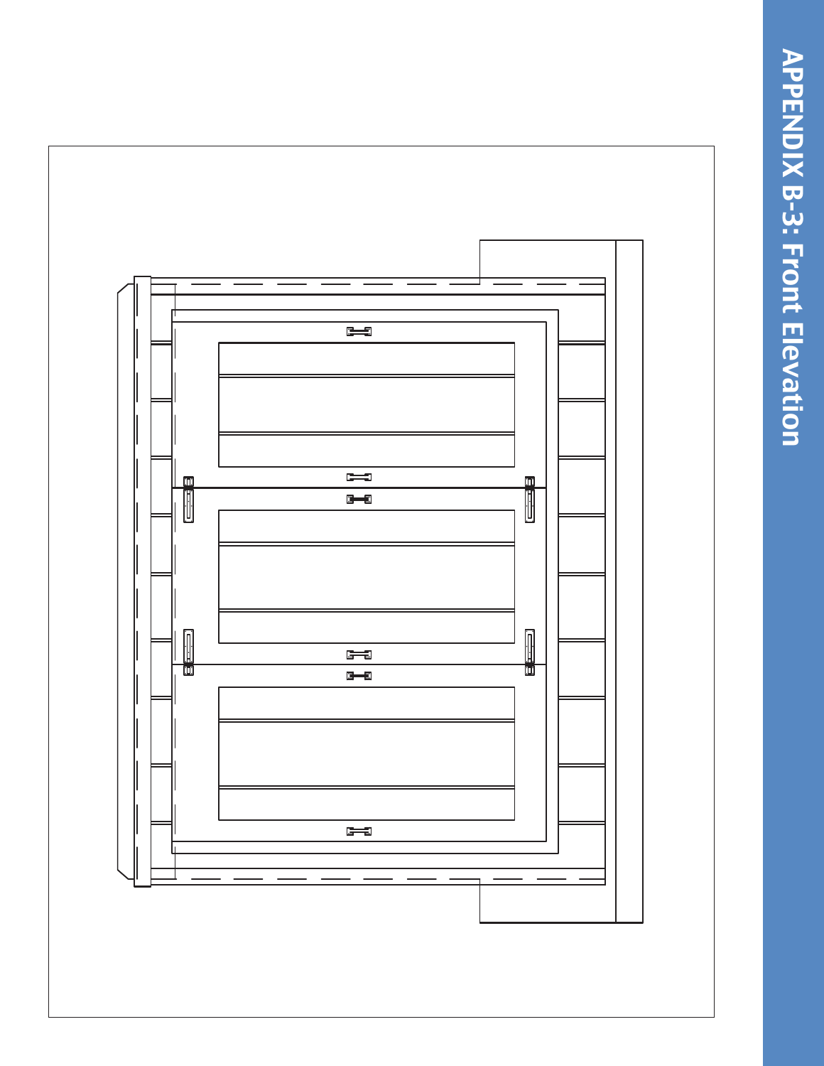# APPENDIX B-3: Front Elevation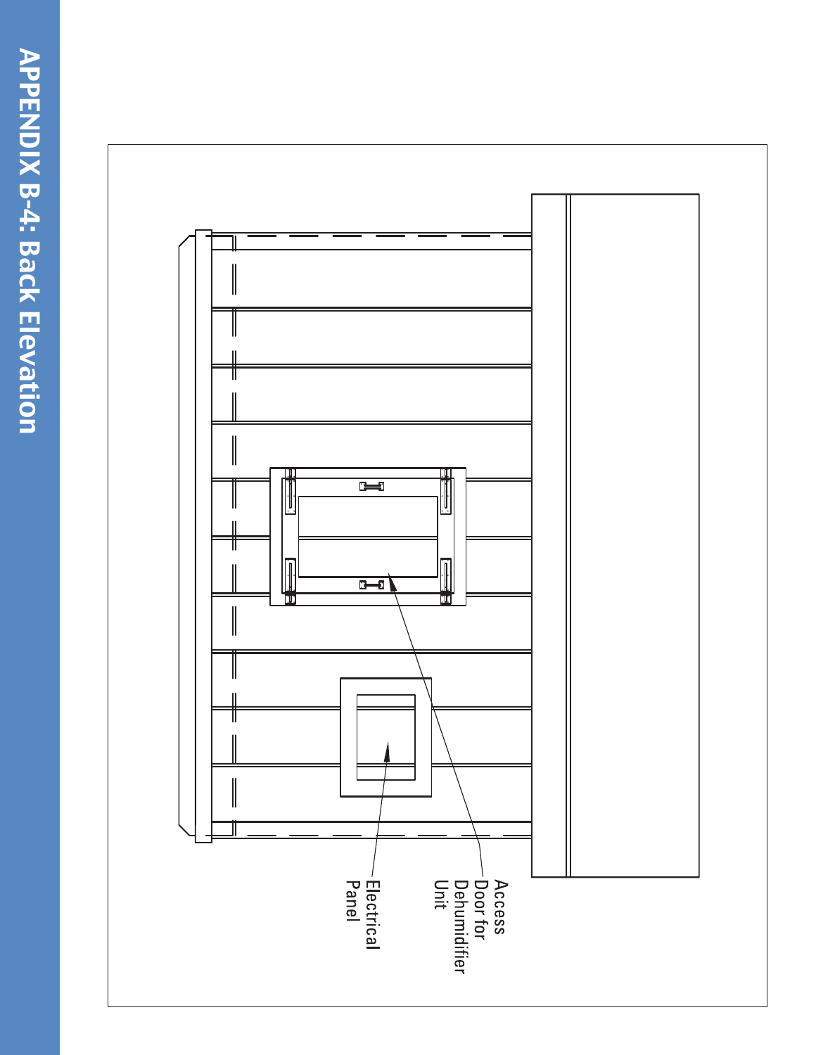# APPENDIX B-4: Back Elevation

Access Door for Dehumidifier Unit

Electrical Panel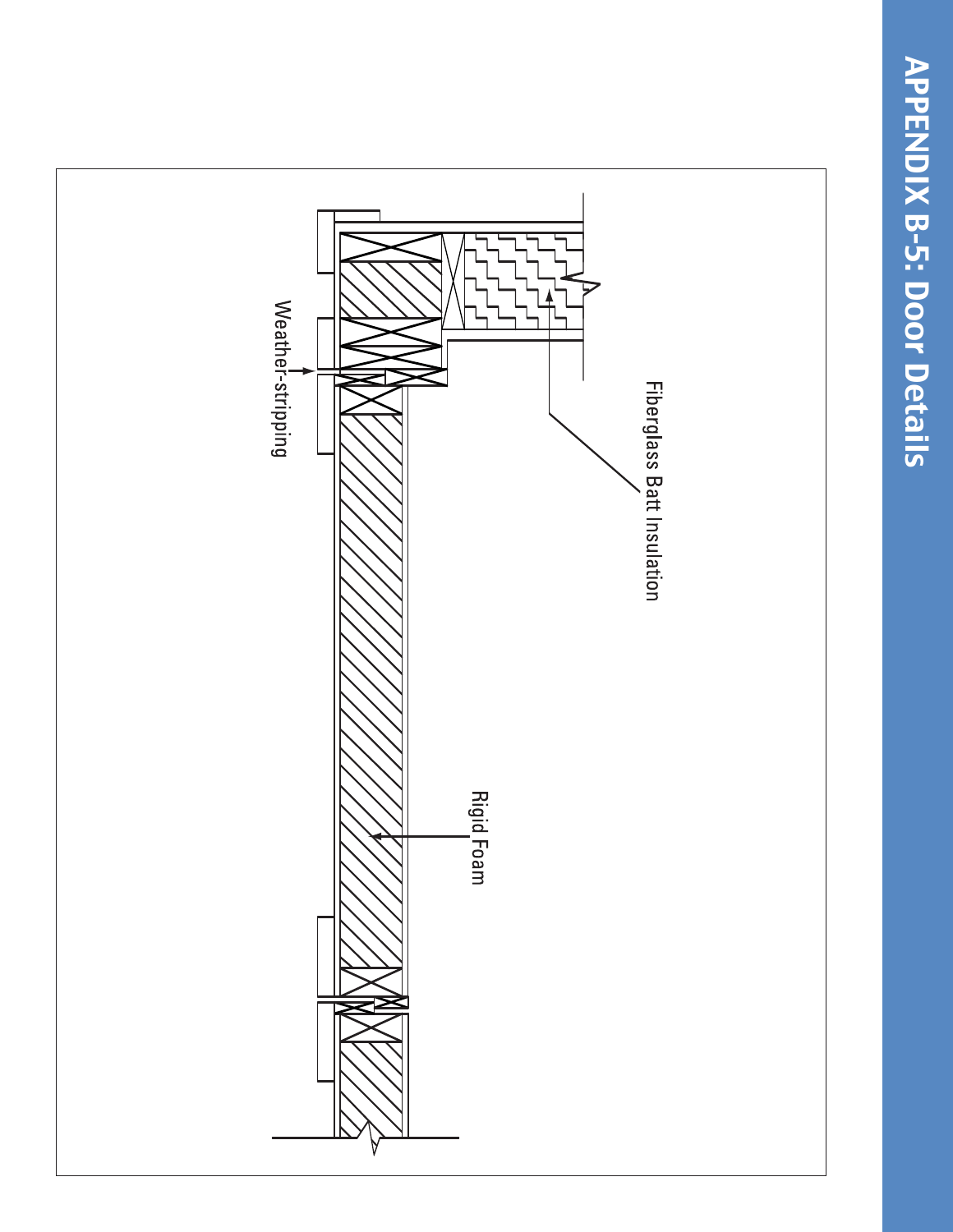# APPENDIX B-5: Door Details

Fiberglass Batt Insulation

Weather-stripping

Rigid Foam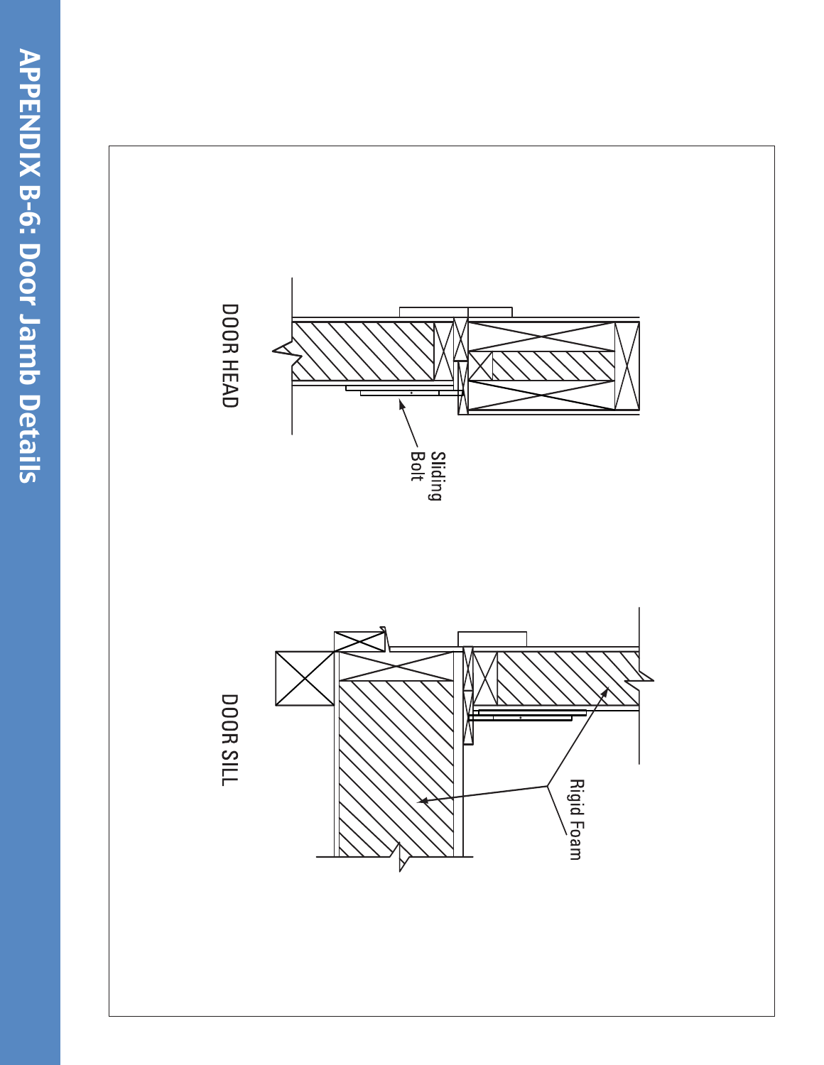# APPENDIX B-6: Door Jamb Details

DOOR HEAD

Sliding Bolt

DOOR SILL

Rigid Foam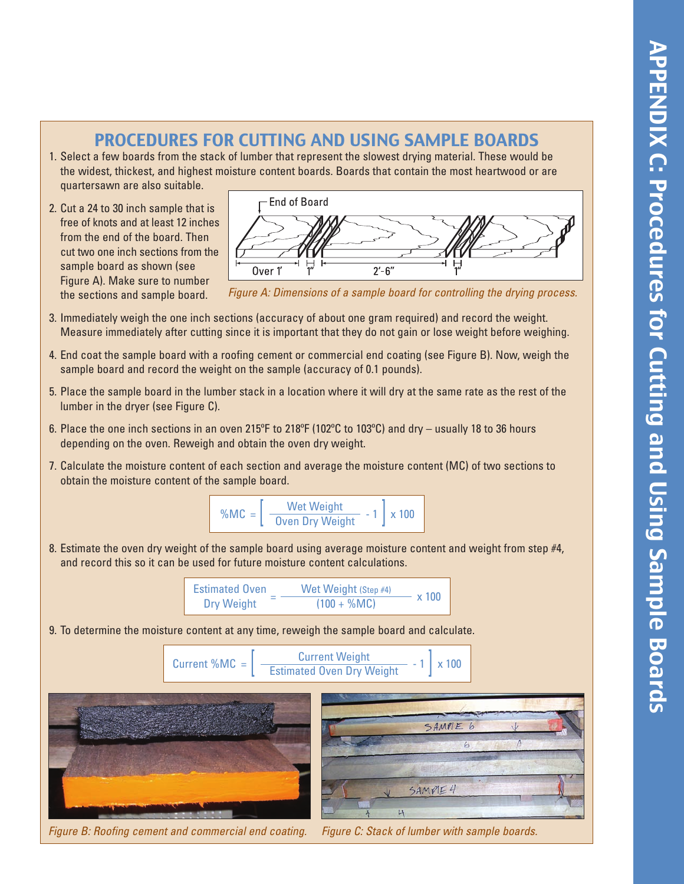# APPENDIX C: Procedures for Cutting and Using Sample Boards

## PROCEDURES FOR CUTTING AND USING SAMPLE BOARDS

1. Select a few boards from the stack of lumber that represent the slowest drying material. These would be the widest, thickest, and highest moisture content boards. Boards that contain the most heartwood or are quartersawn are also suitable.

2. Cut a 24 to 30 inch sample that is free of knots and at least 12 inches from the end of the board. Then cut two one inch sections from the sample board as shown (see Figure A). Make sure to number the sections and sample board.

*Figure A: Dimensions of a sample board for controlling the drying process.*

3. Immediately weigh the one inch sections (accuracy of about one gram required) and record the weight. Measure immediately after cutting since it is important that they do not gain or lose weight before weighing.

4. End coat the sample board with a roofing cement or commercial end coating (see Figure B). Now, weigh the sample board and record the weight on the sample (accuracy of 0.1 pounds).

5. Place the sample board in the lumber stack in a location where it will dry at the same rate as the rest of the lumber in the dryer (see Figure C).

6. Place the one inch sections in an oven 215ºF to 218ºF (102ºC to 103ºC) and dry – usually 18 to 36 hours depending on the oven. Reweigh and obtain the oven dry weight.

7. Calculate the moisture content of each section and average the moisture content (MC) of two sections to obtain the moisture content of the sample board.

$$\%MC = \left[ \frac{\text{Wet Weight}}{\text{Oven Dry Weight}} - 1 \right] \times 100$$

8. Estimate the oven dry weight of the sample board using average moisture content and weight from step #4, and record this so it can be used for future moisture content calculations.

$$\text{Estimated Oven Dry Weight} = \frac{\text{Wet Weight (Step \#4)}}{(100 + \%MC)} \times 100$$

9. To determine the moisture content at any time, reweigh the sample board and calculate.

$$\text{Current } \%MC = \left[ \frac{\text{Current Weight}}{\text{Estimated Oven Dry Weight}} - 1 \right] \times 100$$

*Figure B: Roofing cement and commercial end coating.*

*Figure C: Stack of lumber with sample boards.*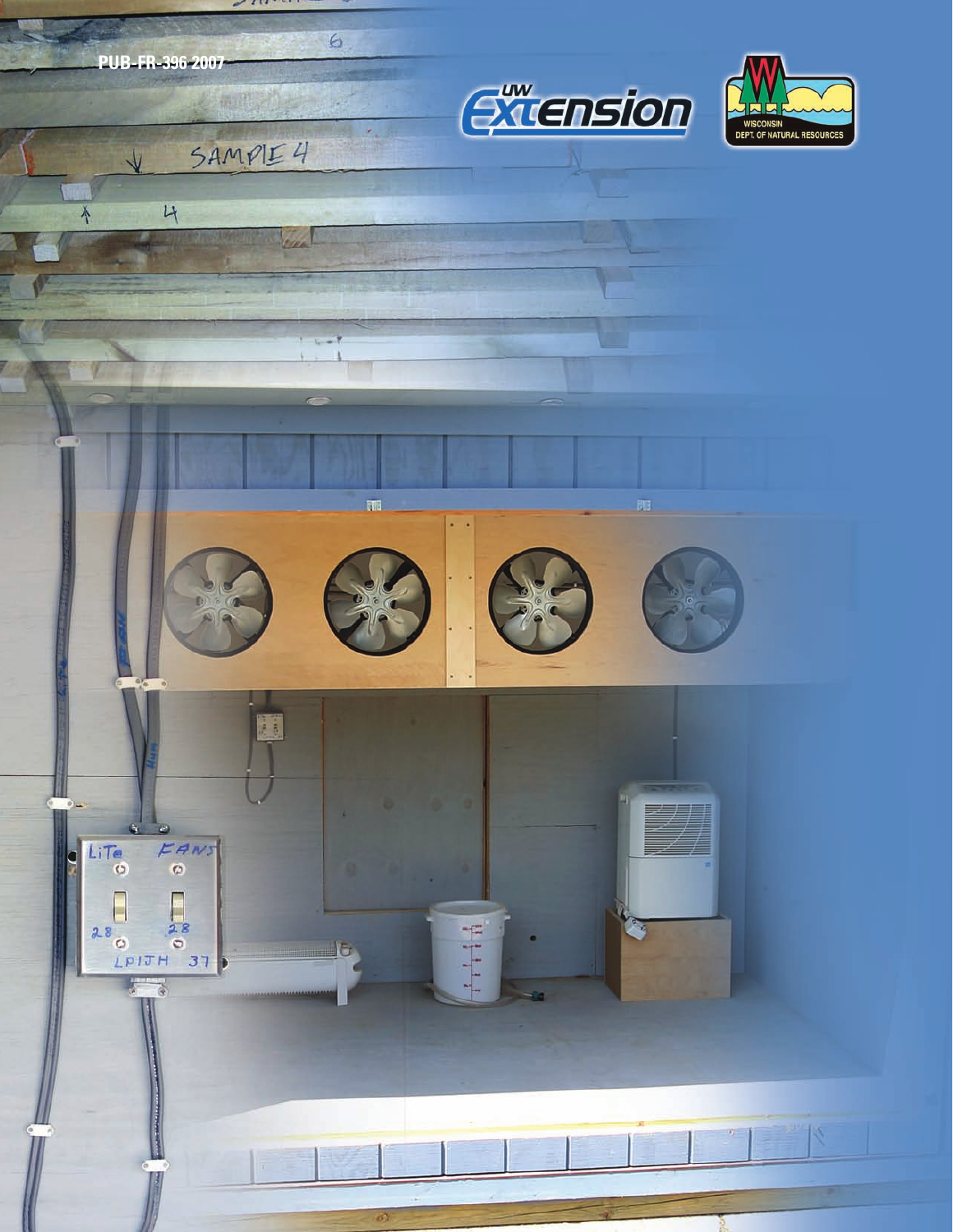PUB-FR-396 2007